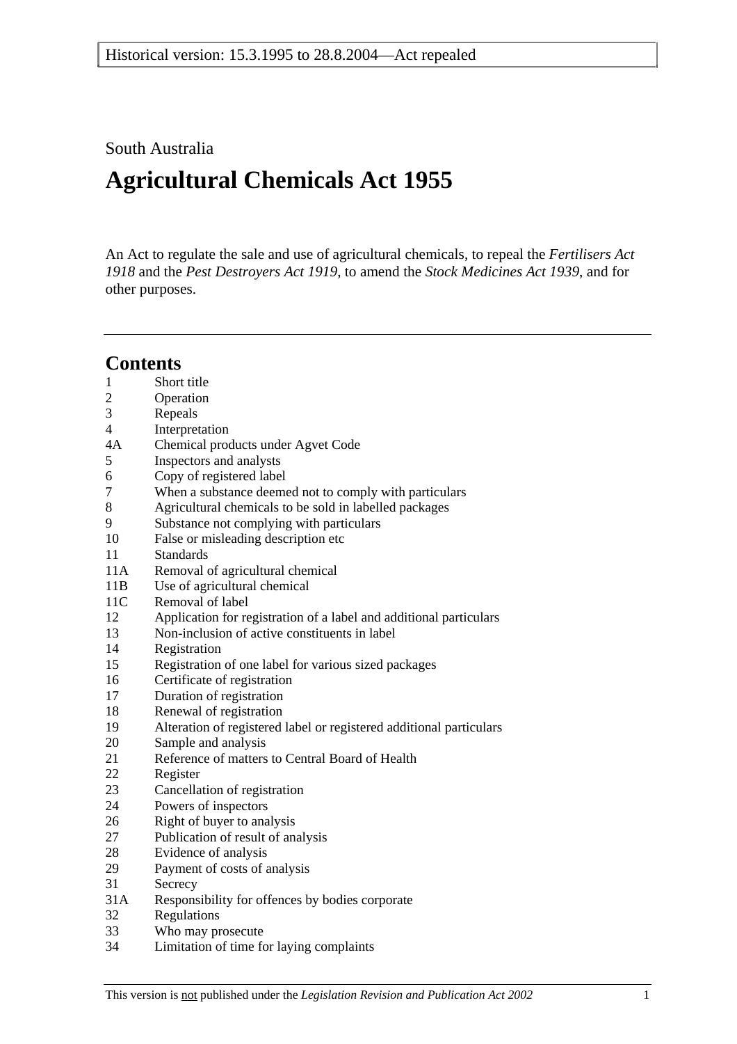Historical version: 15.3.1995 to 28.8.2004—Act repealed

South Australia

# Agricultural Chemicals Act 1955

An Act to regulate the sale and use of agricultural chemicals, to repeal the *Fertilisers Act 1918* and the *Pest Destroyers Act 1919*, to amend the *Stock Medicines Act 1939*, and for other purposes.

---

## Contents

1 Short title
2 Operation
3 Repeals
4 Interpretation
4A Chemical products under Agvet Code
5 Inspectors and analysts
6 Copy of registered label
7 When a substance deemed not to comply with particulars
8 Agricultural chemicals to be sold in labelled packages
9 Substance not complying with particulars
10 False or misleading description etc
11 Standards
11A Removal of agricultural chemical
11B Use of agricultural chemical
11C Removal of label
12 Application for registration of a label and additional particulars
13 Non-inclusion of active constituents in label
14 Registration
15 Registration of one label for various sized packages
16 Certificate of registration
17 Duration of registration
18 Renewal of registration
19 Alteration of registered label or registered additional particulars
20 Sample and analysis
21 Reference of matters to Central Board of Health
22 Register
23 Cancellation of registration
24 Powers of inspectors
26 Right of buyer to analysis
27 Publication of result of analysis
28 Evidence of analysis
29 Payment of costs of analysis
31 Secrecy
31A Responsibility for offences by bodies corporate
32 Regulations
33 Who may prosecute
34 Limitation of time for laying complaints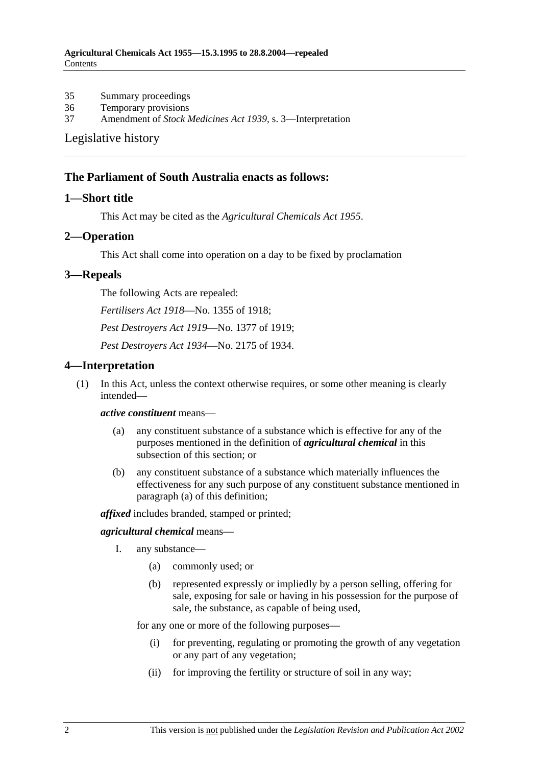35 Summary proceedings
36 Temporary provisions
37 Amendment of *Stock Medicines Act 1939*, s. 3—Interpretation

Legislative history

### The Parliament of South Australia enacts as follows:

## 1—Short title

This Act may be cited as the *Agricultural Chemicals Act 1955*.

## 2—Operation

This Act shall come into operation on a day to be fixed by proclamation

## 3—Repeals

The following Acts are repealed:

*Fertilisers Act 1918*—No. 1355 of 1918;

*Pest Destroyers Act 1919*—No. 1377 of 1919;

*Pest Destroyers Act 1934*—No. 2175 of 1934.

## 4—Interpretation

(1) In this Act, unless the context otherwise requires, or some other meaning is clearly intended—

***active constituent*** means—

(a) any constituent substance of a substance which is effective for any of the purposes mentioned in the definition of ***agricultural chemical*** in this subsection of this section; or

(b) any constituent substance of a substance which materially influences the effectiveness for any such purpose of any constituent substance mentioned in paragraph (a) of this definition;

***affixed*** includes branded, stamped or printed;

***agricultural chemical*** means—

I. any substance—

(a) commonly used; or

(b) represented expressly or impliedly by a person selling, offering for sale, exposing for sale or having in his possession for the purpose of sale, the substance, as capable of being used,

for any one or more of the following purposes—

(i) for preventing, regulating or promoting the growth of any vegetation or any part of any vegetation;

(ii) for improving the fertility or structure of soil in any way;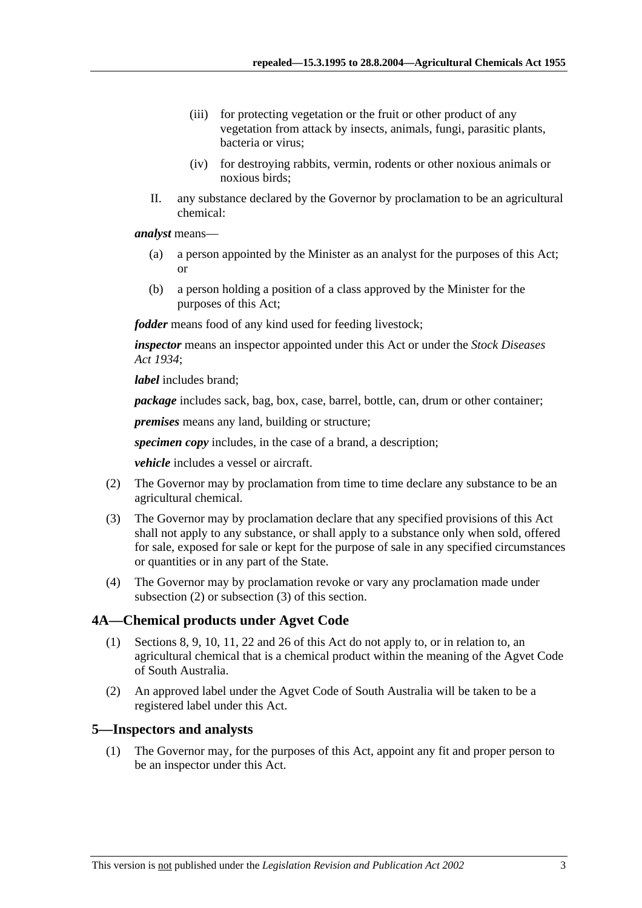(iii) for protecting vegetation or the fruit or other product of any vegetation from attack by insects, animals, fungi, parasitic plants, bacteria or virus;

(iv) for destroying rabbits, vermin, rodents or other noxious animals or noxious birds;

II. any substance declared by the Governor by proclamation to be an agricultural chemical:

***analyst*** means—

(a) a person appointed by the Minister as an analyst for the purposes of this Act; or

(b) a person holding a position of a class approved by the Minister for the purposes of this Act;

***fodder*** means food of any kind used for feeding livestock;

***inspector*** means an inspector appointed under this Act or under the *Stock Diseases Act 1934*;

***label*** includes brand;

***package*** includes sack, bag, box, case, barrel, bottle, can, drum or other container;

***premises*** means any land, building or structure;

***specimen copy*** includes, in the case of a brand, a description;

***vehicle*** includes a vessel or aircraft.

(2) The Governor may by proclamation from time to time declare any substance to be an agricultural chemical.

(3) The Governor may by proclamation declare that any specified provisions of this Act shall not apply to any substance, or shall apply to a substance only when sold, offered for sale, exposed for sale or kept for the purpose of sale in any specified circumstances or quantities or in any part of the State.

(4) The Governor may by proclamation revoke or vary any proclamation made under subsection (2) or subsection (3) of this section.

## 4A—Chemical products under Agvet Code

(1) Sections 8, 9, 10, 11, 22 and 26 of this Act do not apply to, or in relation to, an agricultural chemical that is a chemical product within the meaning of the Agvet Code of South Australia.

(2) An approved label under the Agvet Code of South Australia will be taken to be a registered label under this Act.

## 5—Inspectors and analysts

(1) The Governor may, for the purposes of this Act, appoint any fit and proper person to be an inspector under this Act.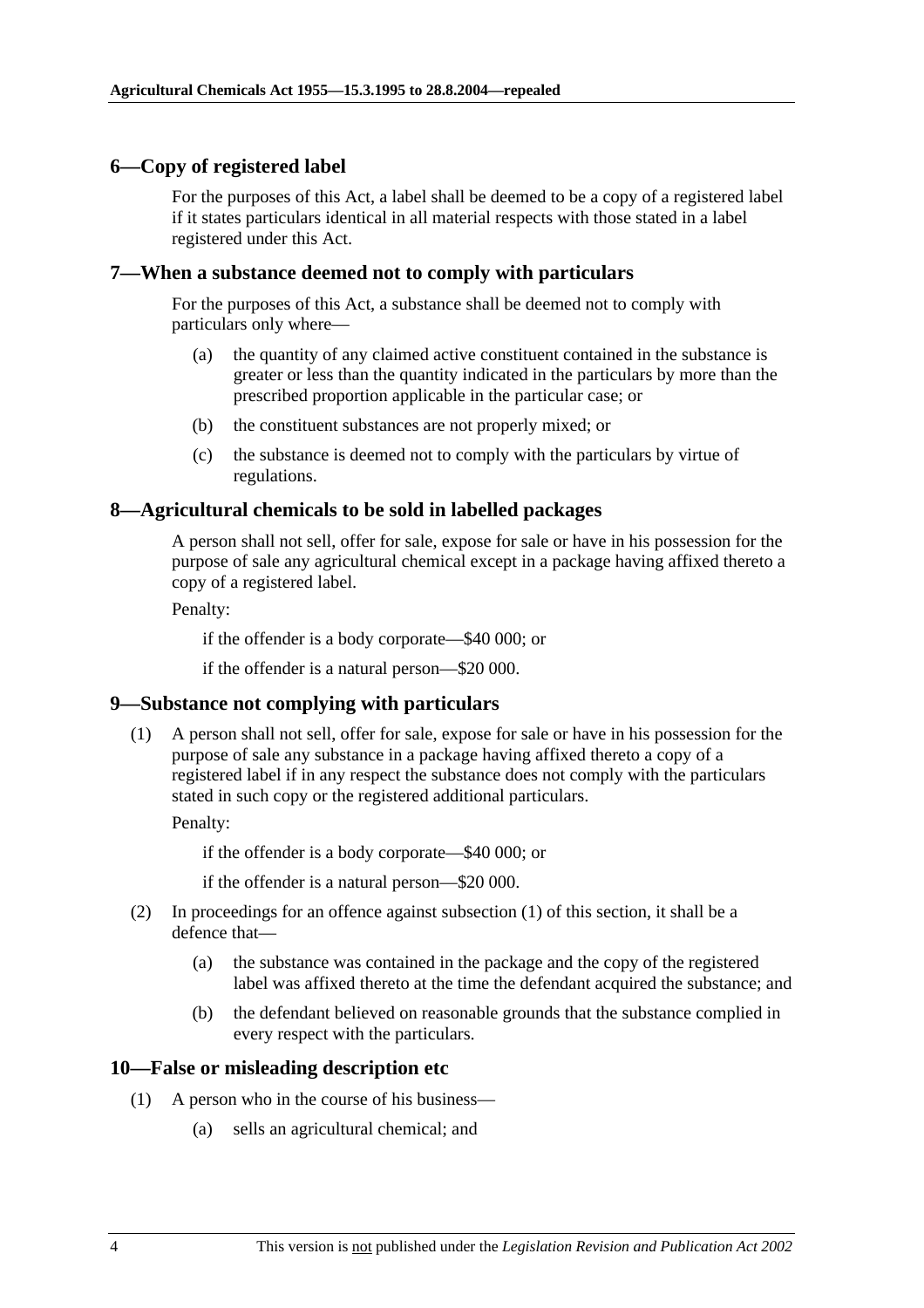## 6—Copy of registered label

For the purposes of this Act, a label shall be deemed to be a copy of a registered label if it states particulars identical in all material respects with those stated in a label registered under this Act.

## 7—When a substance deemed not to comply with particulars

For the purposes of this Act, a substance shall be deemed not to comply with particulars only where—

(a) the quantity of any claimed active constituent contained in the substance is greater or less than the quantity indicated in the particulars by more than the prescribed proportion applicable in the particular case; or

(b) the constituent substances are not properly mixed; or

(c) the substance is deemed not to comply with the particulars by virtue of regulations.

## 8—Agricultural chemicals to be sold in labelled packages

A person shall not sell, offer for sale, expose for sale or have in his possession for the purpose of sale any agricultural chemical except in a package having affixed thereto a copy of a registered label.

Penalty:

if the offender is a body corporate—$40 000; or

if the offender is a natural person—$20 000.

## 9—Substance not complying with particulars

(1) A person shall not sell, offer for sale, expose for sale or have in his possession for the purpose of sale any substance in a package having affixed thereto a copy of a registered label if in any respect the substance does not comply with the particulars stated in such copy or the registered additional particulars.

Penalty:

if the offender is a body corporate—$40 000; or

if the offender is a natural person—$20 000.

(2) In proceedings for an offence against subsection (1) of this section, it shall be a defence that—

(a) the substance was contained in the package and the copy of the registered label was affixed thereto at the time the defendant acquired the substance; and

(b) the defendant believed on reasonable grounds that the substance complied in every respect with the particulars.

## 10—False or misleading description etc

(1) A person who in the course of his business—

(a) sells an agricultural chemical; and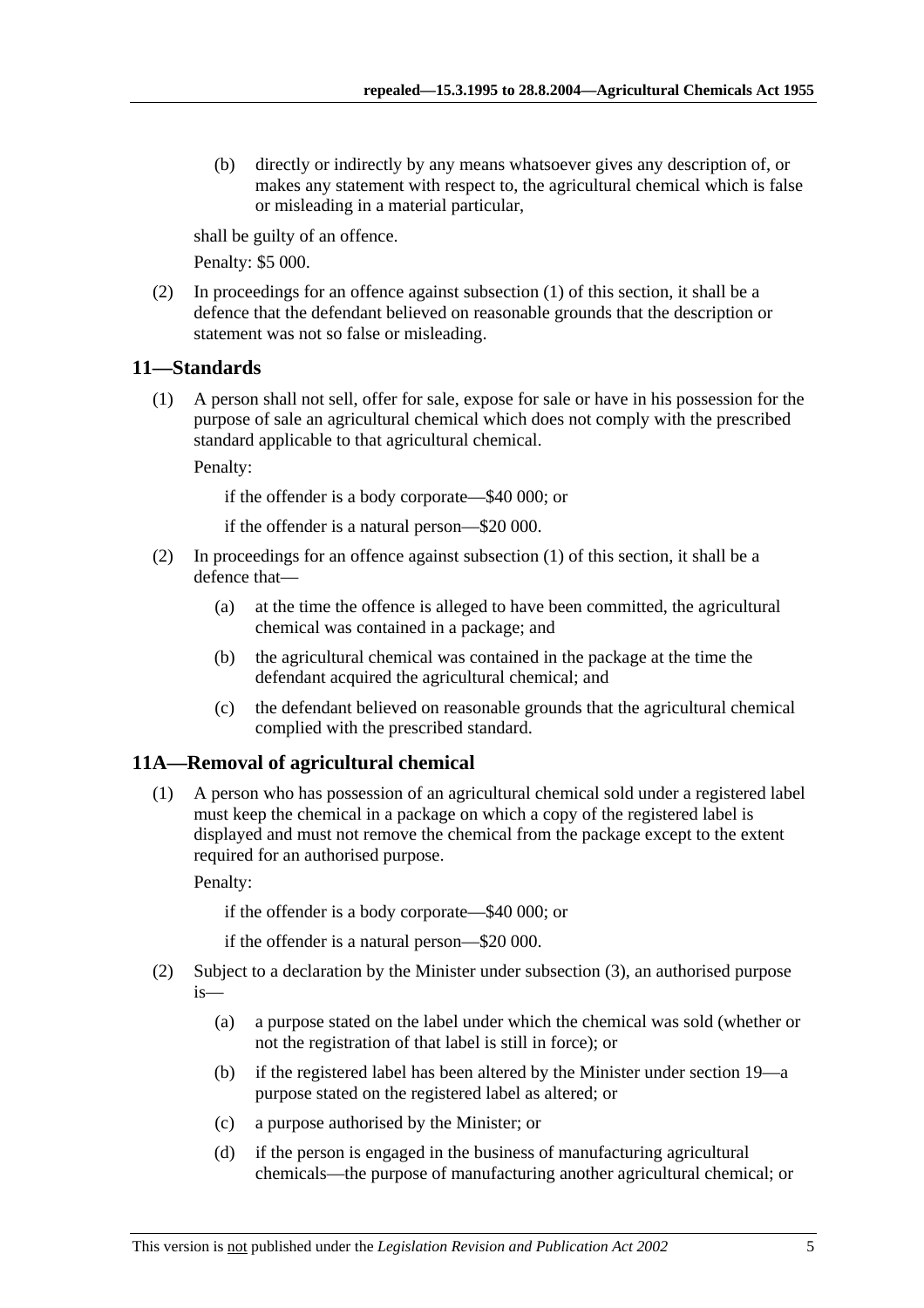(b) directly or indirectly by any means whatsoever gives any description of, or makes any statement with respect to, the agricultural chemical which is false or misleading in a material particular,

shall be guilty of an offence.

Penalty: $5 000.

(2) In proceedings for an offence against subsection (1) of this section, it shall be a defence that the defendant believed on reasonable grounds that the description or statement was not so false or misleading.

## 11—Standards

(1) A person shall not sell, offer for sale, expose for sale or have in his possession for the purpose of sale an agricultural chemical which does not comply with the prescribed standard applicable to that agricultural chemical.

Penalty:

if the offender is a body corporate—$40 000; or

if the offender is a natural person—$20 000.

(2) In proceedings for an offence against subsection (1) of this section, it shall be a defence that—

(a) at the time the offence is alleged to have been committed, the agricultural chemical was contained in a package; and

(b) the agricultural chemical was contained in the package at the time the defendant acquired the agricultural chemical; and

(c) the defendant believed on reasonable grounds that the agricultural chemical complied with the prescribed standard.

## 11A—Removal of agricultural chemical

(1) A person who has possession of an agricultural chemical sold under a registered label must keep the chemical in a package on which a copy of the registered label is displayed and must not remove the chemical from the package except to the extent required for an authorised purpose.

Penalty:

if the offender is a body corporate—$40 000; or

if the offender is a natural person—$20 000.

(2) Subject to a declaration by the Minister under subsection (3), an authorised purpose is—

(a) a purpose stated on the label under which the chemical was sold (whether or not the registration of that label is still in force); or

(b) if the registered label has been altered by the Minister under section 19—a purpose stated on the registered label as altered; or

(c) a purpose authorised by the Minister; or

(d) if the person is engaged in the business of manufacturing agricultural chemicals—the purpose of manufacturing another agricultural chemical; or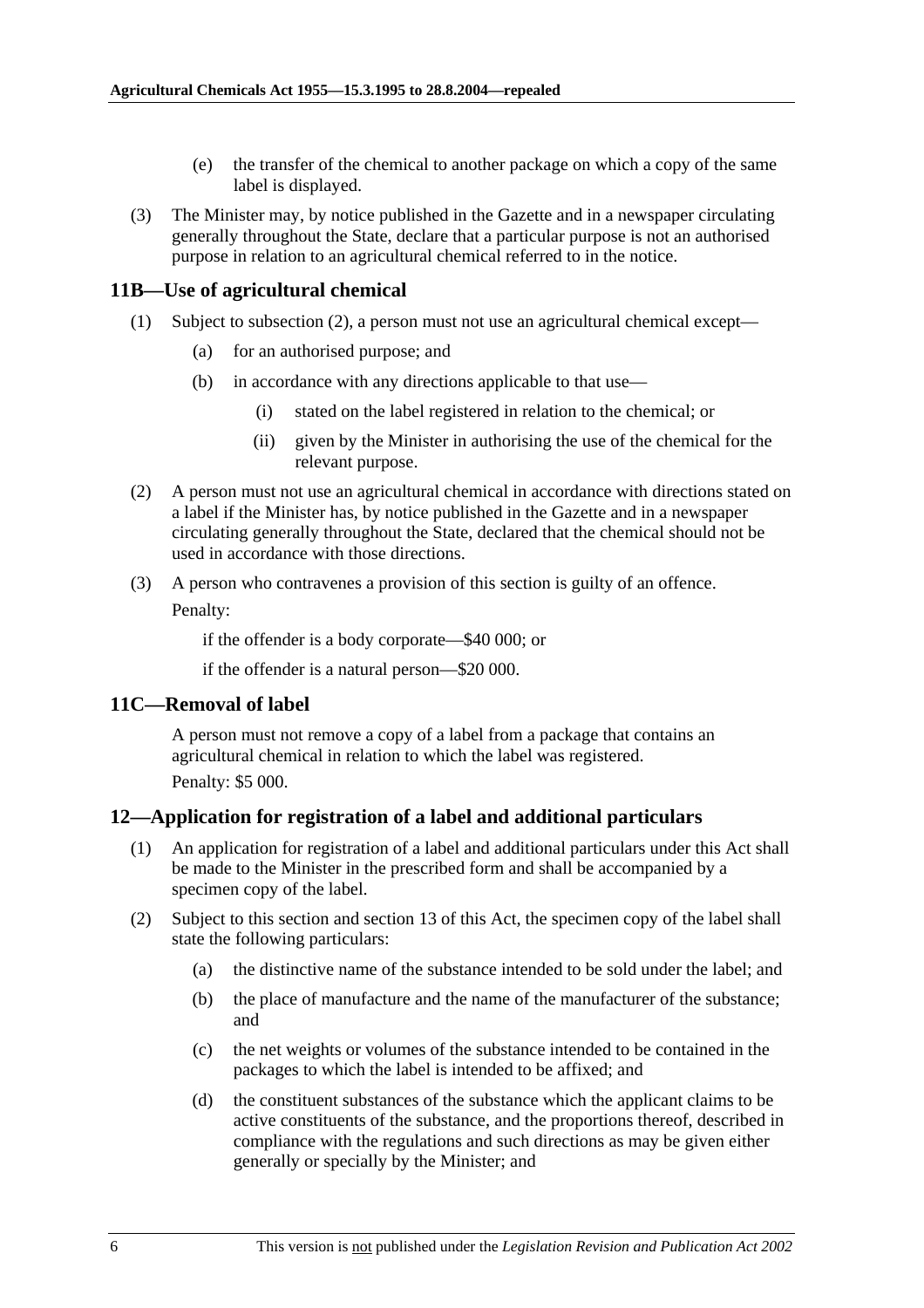(e) the transfer of the chemical to another package on which a copy of the same label is displayed.

(3) The Minister may, by notice published in the Gazette and in a newspaper circulating generally throughout the State, declare that a particular purpose is not an authorised purpose in relation to an agricultural chemical referred to in the notice.

## 11B—Use of agricultural chemical

(1) Subject to subsection (2), a person must not use an agricultural chemical except—

(a) for an authorised purpose; and

(b) in accordance with any directions applicable to that use—

(i) stated on the label registered in relation to the chemical; or

(ii) given by the Minister in authorising the use of the chemical for the relevant purpose.

(2) A person must not use an agricultural chemical in accordance with directions stated on a label if the Minister has, by notice published in the Gazette and in a newspaper circulating generally throughout the State, declared that the chemical should not be used in accordance with those directions.

(3) A person who contravenes a provision of this section is guilty of an offence.

Penalty:

if the offender is a body corporate—$40 000; or

if the offender is a natural person—$20 000.

## 11C—Removal of label

A person must not remove a copy of a label from a package that contains an agricultural chemical in relation to which the label was registered.

Penalty: $5 000.

## 12—Application for registration of a label and additional particulars

(1) An application for registration of a label and additional particulars under this Act shall be made to the Minister in the prescribed form and shall be accompanied by a specimen copy of the label.

(2) Subject to this section and section 13 of this Act, the specimen copy of the label shall state the following particulars:

(a) the distinctive name of the substance intended to be sold under the label; and

(b) the place of manufacture and the name of the manufacturer of the substance; and

(c) the net weights or volumes of the substance intended to be contained in the packages to which the label is intended to be affixed; and

(d) the constituent substances of the substance which the applicant claims to be active constituents of the substance, and the proportions thereof, described in compliance with the regulations and such directions as may be given either generally or specially by the Minister; and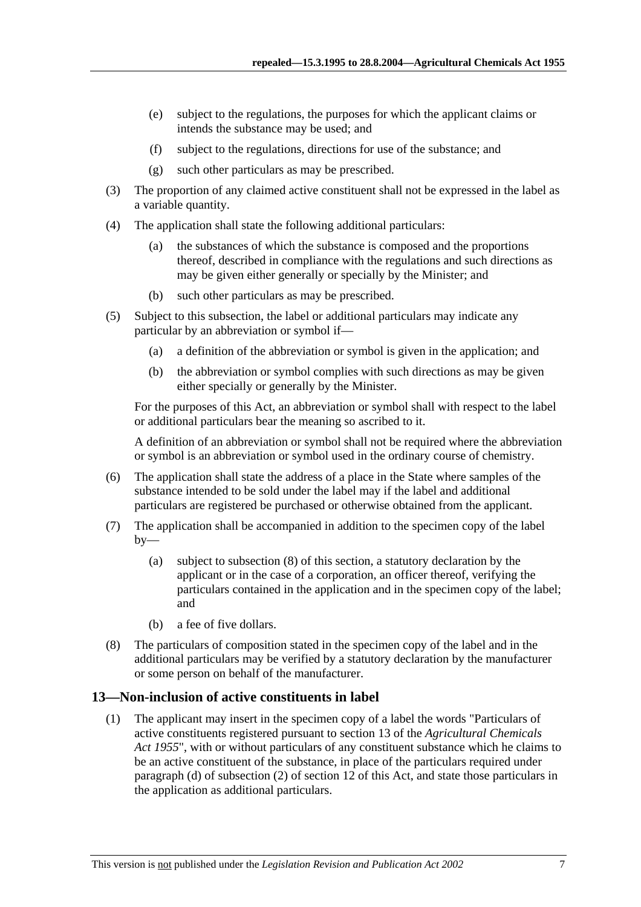(e) subject to the regulations, the purposes for which the applicant claims or intends the substance may be used; and

(f) subject to the regulations, directions for use of the substance; and

(g) such other particulars as may be prescribed.

(3) The proportion of any claimed active constituent shall not be expressed in the label as a variable quantity.

(4) The application shall state the following additional particulars:

(a) the substances of which the substance is composed and the proportions thereof, described in compliance with the regulations and such directions as may be given either generally or specially by the Minister; and

(b) such other particulars as may be prescribed.

(5) Subject to this subsection, the label or additional particulars may indicate any particular by an abbreviation or symbol if—

(a) a definition of the abbreviation or symbol is given in the application; and

(b) the abbreviation or symbol complies with such directions as may be given either specially or generally by the Minister.

For the purposes of this Act, an abbreviation or symbol shall with respect to the label or additional particulars bear the meaning so ascribed to it.

A definition of an abbreviation or symbol shall not be required where the abbreviation or symbol is an abbreviation or symbol used in the ordinary course of chemistry.

(6) The application shall state the address of a place in the State where samples of the substance intended to be sold under the label may if the label and additional particulars are registered be purchased or otherwise obtained from the applicant.

(7) The application shall be accompanied in addition to the specimen copy of the label by—

(a) subject to subsection (8) of this section, a statutory declaration by the applicant or in the case of a corporation, an officer thereof, verifying the particulars contained in the application and in the specimen copy of the label; and

(b) a fee of five dollars.

(8) The particulars of composition stated in the specimen copy of the label and in the additional particulars may be verified by a statutory declaration by the manufacturer or some person on behalf of the manufacturer.

## 13—Non-inclusion of active constituents in label

(1) The applicant may insert in the specimen copy of a label the words "Particulars of active constituents registered pursuant to section 13 of the *Agricultural Chemicals Act 1955*", with or without particulars of any constituent substance which he claims to be an active constituent of the substance, in place of the particulars required under paragraph (d) of subsection (2) of section 12 of this Act, and state those particulars in the application as additional particulars.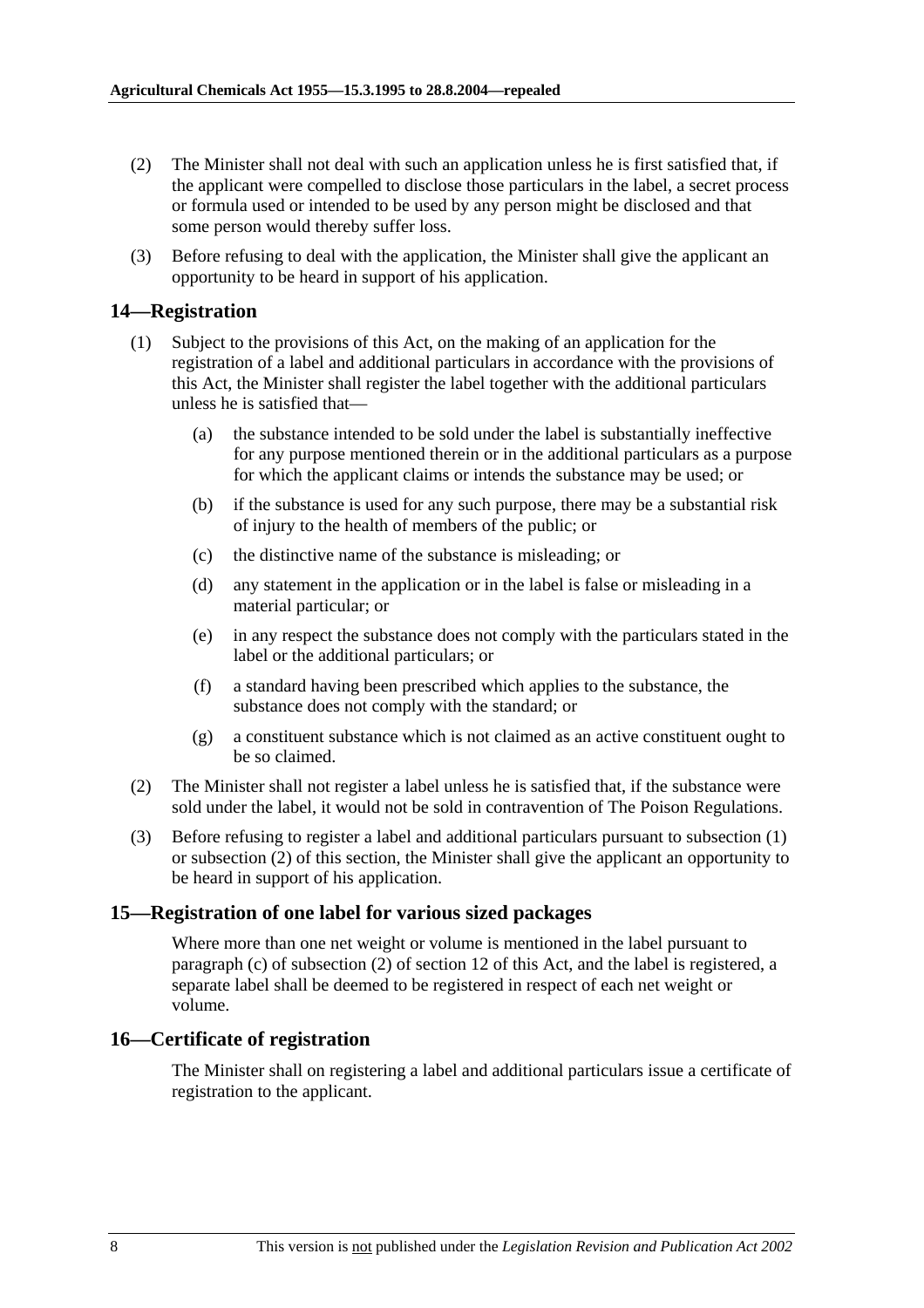(2) The Minister shall not deal with such an application unless he is first satisfied that, if the applicant were compelled to disclose those particulars in the label, a secret process or formula used or intended to be used by any person might be disclosed and that some person would thereby suffer loss.

(3) Before refusing to deal with the application, the Minister shall give the applicant an opportunity to be heard in support of his application.

## 14—Registration

(1) Subject to the provisions of this Act, on the making of an application for the registration of a label and additional particulars in accordance with the provisions of this Act, the Minister shall register the label together with the additional particulars unless he is satisfied that—

(a) the substance intended to be sold under the label is substantially ineffective for any purpose mentioned therein or in the additional particulars as a purpose for which the applicant claims or intends the substance may be used; or

(b) if the substance is used for any such purpose, there may be a substantial risk of injury to the health of members of the public; or

(c) the distinctive name of the substance is misleading; or

(d) any statement in the application or in the label is false or misleading in a material particular; or

(e) in any respect the substance does not comply with the particulars stated in the label or the additional particulars; or

(f) a standard having been prescribed which applies to the substance, the substance does not comply with the standard; or

(g) a constituent substance which is not claimed as an active constituent ought to be so claimed.

(2) The Minister shall not register a label unless he is satisfied that, if the substance were sold under the label, it would not be sold in contravention of The Poison Regulations.

(3) Before refusing to register a label and additional particulars pursuant to subsection (1) or subsection (2) of this section, the Minister shall give the applicant an opportunity to be heard in support of his application.

## 15—Registration of one label for various sized packages

Where more than one net weight or volume is mentioned in the label pursuant to paragraph (c) of subsection (2) of section 12 of this Act, and the label is registered, a separate label shall be deemed to be registered in respect of each net weight or volume.

## 16—Certificate of registration

The Minister shall on registering a label and additional particulars issue a certificate of registration to the applicant.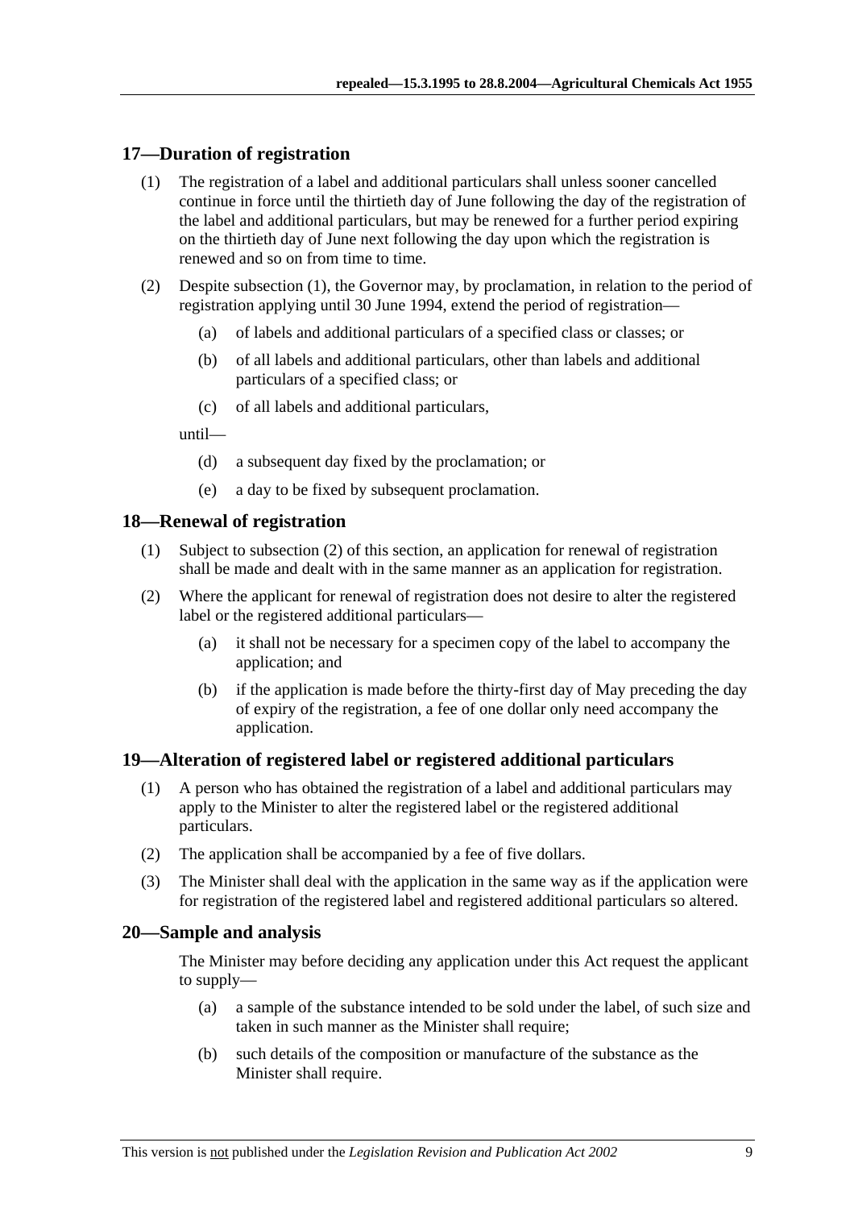## 17—Duration of registration

(1) The registration of a label and additional particulars shall unless sooner cancelled continue in force until the thirtieth day of June following the day of the registration of the label and additional particulars, but may be renewed for a further period expiring on the thirtieth day of June next following the day upon which the registration is renewed and so on from time to time.

(2) Despite subsection (1), the Governor may, by proclamation, in relation to the period of registration applying until 30 June 1994, extend the period of registration—

- (a) of labels and additional particulars of a specified class or classes; or
- (b) of all labels and additional particulars, other than labels and additional particulars of a specified class; or
- (c) of all labels and additional particulars,

until—

- (d) a subsequent day fixed by the proclamation; or
- (e) a day to be fixed by subsequent proclamation.

## 18—Renewal of registration

(1) Subject to subsection (2) of this section, an application for renewal of registration shall be made and dealt with in the same manner as an application for registration.

(2) Where the applicant for renewal of registration does not desire to alter the registered label or the registered additional particulars—

- (a) it shall not be necessary for a specimen copy of the label to accompany the application; and
- (b) if the application is made before the thirty-first day of May preceding the day of expiry of the registration, a fee of one dollar only need accompany the application.

## 19—Alteration of registered label or registered additional particulars

(1) A person who has obtained the registration of a label and additional particulars may apply to the Minister to alter the registered label or the registered additional particulars.

(2) The application shall be accompanied by a fee of five dollars.

(3) The Minister shall deal with the application in the same way as if the application were for registration of the registered label and registered additional particulars so altered.

## 20—Sample and analysis

The Minister may before deciding any application under this Act request the applicant to supply—

- (a) a sample of the substance intended to be sold under the label, of such size and taken in such manner as the Minister shall require;
- (b) such details of the composition or manufacture of the substance as the Minister shall require.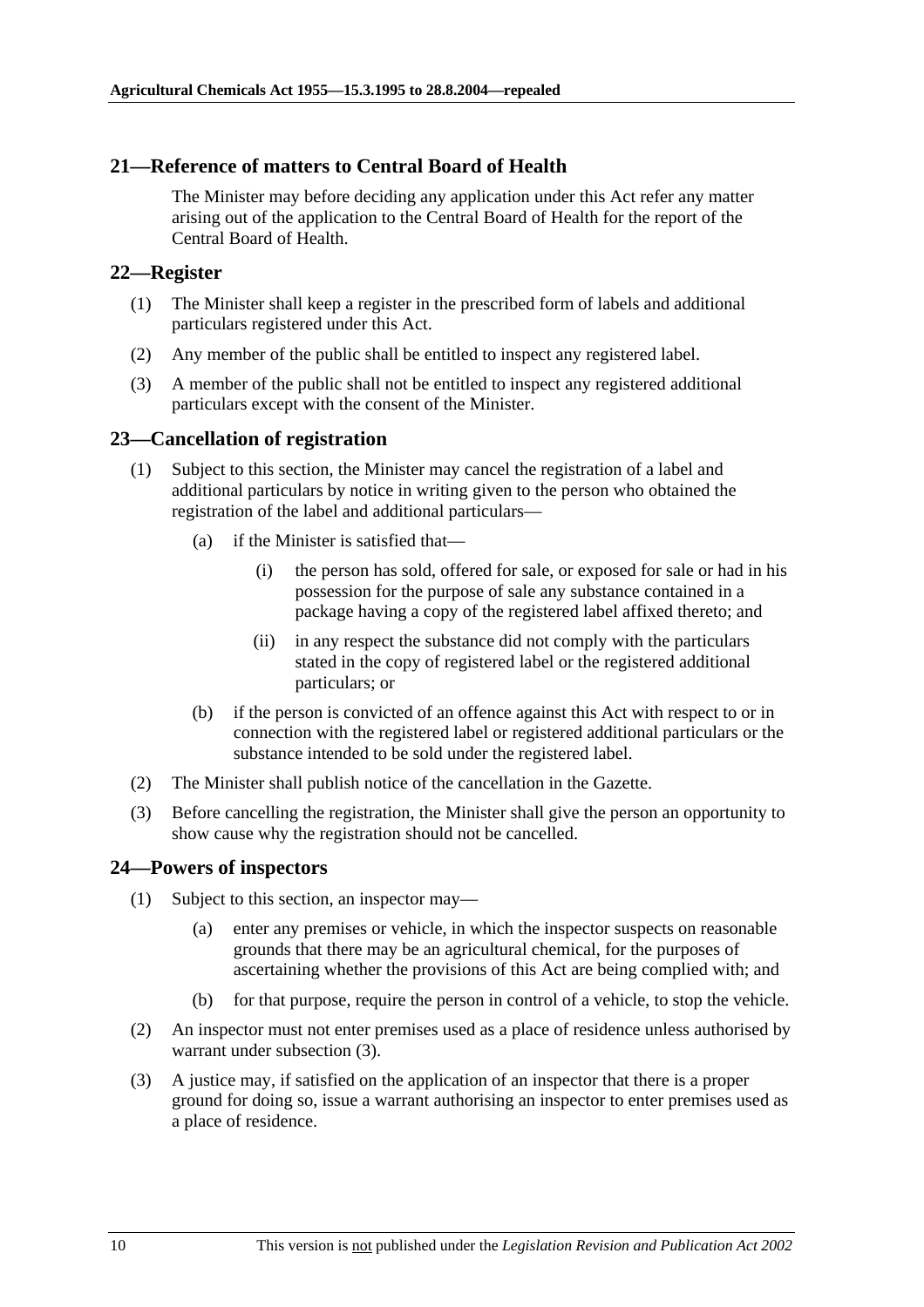## 21—Reference of matters to Central Board of Health

The Minister may before deciding any application under this Act refer any matter arising out of the application to the Central Board of Health for the report of the Central Board of Health.

## 22—Register

(1) The Minister shall keep a register in the prescribed form of labels and additional particulars registered under this Act.

(2) Any member of the public shall be entitled to inspect any registered label.

(3) A member of the public shall not be entitled to inspect any registered additional particulars except with the consent of the Minister.

## 23—Cancellation of registration

(1) Subject to this section, the Minister may cancel the registration of a label and additional particulars by notice in writing given to the person who obtained the registration of the label and additional particulars—

(a) if the Minister is satisfied that—

(i) the person has sold, offered for sale, or exposed for sale or had in his possession for the purpose of sale any substance contained in a package having a copy of the registered label affixed thereto; and

(ii) in any respect the substance did not comply with the particulars stated in the copy of registered label or the registered additional particulars; or

(b) if the person is convicted of an offence against this Act with respect to or in connection with the registered label or registered additional particulars or the substance intended to be sold under the registered label.

(2) The Minister shall publish notice of the cancellation in the Gazette.

(3) Before cancelling the registration, the Minister shall give the person an opportunity to show cause why the registration should not be cancelled.

## 24—Powers of inspectors

(1) Subject to this section, an inspector may—

(a) enter any premises or vehicle, in which the inspector suspects on reasonable grounds that there may be an agricultural chemical, for the purposes of ascertaining whether the provisions of this Act are being complied with; and

(b) for that purpose, require the person in control of a vehicle, to stop the vehicle.

(2) An inspector must not enter premises used as a place of residence unless authorised by warrant under subsection (3).

(3) A justice may, if satisfied on the application of an inspector that there is a proper ground for doing so, issue a warrant authorising an inspector to enter premises used as a place of residence.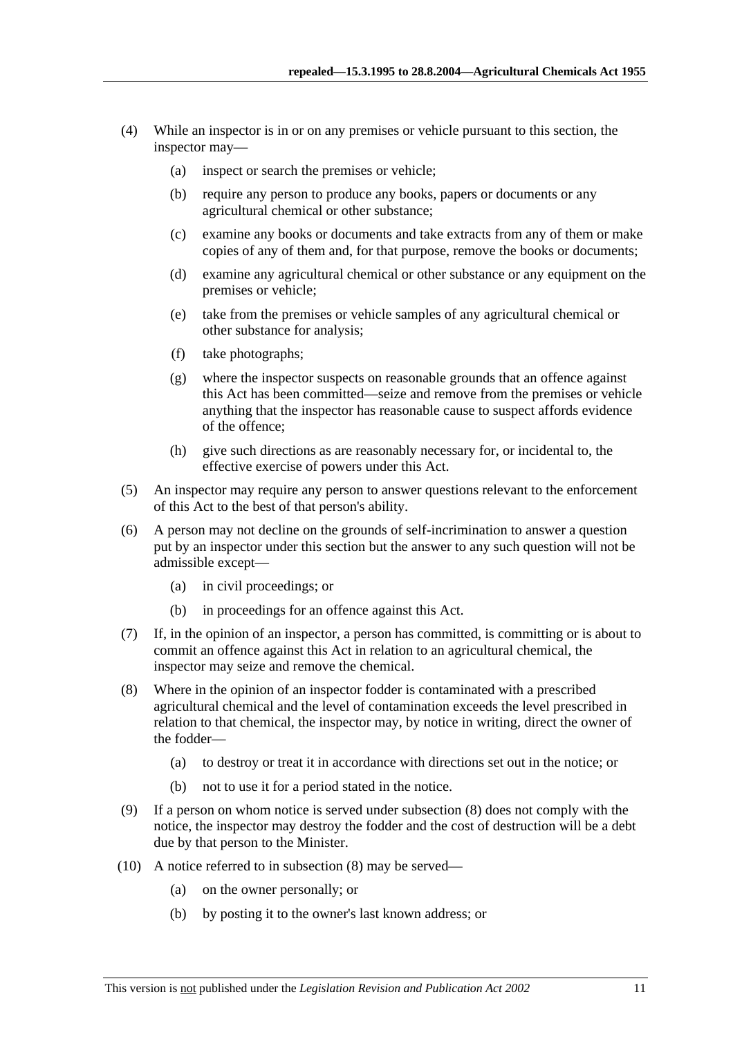(4) While an inspector is in or on any premises or vehicle pursuant to this section, the inspector may—

   (a) inspect or search the premises or vehicle;

   (b) require any person to produce any books, papers or documents or any agricultural chemical or other substance;

   (c) examine any books or documents and take extracts from any of them or make copies of any of them and, for that purpose, remove the books or documents;

   (d) examine any agricultural chemical or other substance or any equipment on the premises or vehicle;

   (e) take from the premises or vehicle samples of any agricultural chemical or other substance for analysis;

   (f) take photographs;

   (g) where the inspector suspects on reasonable grounds that an offence against this Act has been committed—seize and remove from the premises or vehicle anything that the inspector has reasonable cause to suspect affords evidence of the offence;

   (h) give such directions as are reasonably necessary for, or incidental to, the effective exercise of powers under this Act.

(5) An inspector may require any person to answer questions relevant to the enforcement of this Act to the best of that person's ability.

(6) A person may not decline on the grounds of self-incrimination to answer a question put by an inspector under this section but the answer to any such question will not be admissible except—

   (a) in civil proceedings; or

   (b) in proceedings for an offence against this Act.

(7) If, in the opinion of an inspector, a person has committed, is committing or is about to commit an offence against this Act in relation to an agricultural chemical, the inspector may seize and remove the chemical.

(8) Where in the opinion of an inspector fodder is contaminated with a prescribed agricultural chemical and the level of contamination exceeds the level prescribed in relation to that chemical, the inspector may, by notice in writing, direct the owner of the fodder—

   (a) to destroy or treat it in accordance with directions set out in the notice; or

   (b) not to use it for a period stated in the notice.

(9) If a person on whom notice is served under subsection (8) does not comply with the notice, the inspector may destroy the fodder and the cost of destruction will be a debt due by that person to the Minister.

(10) A notice referred to in subsection (8) may be served—

   (a) on the owner personally; or

   (b) by posting it to the owner's last known address; or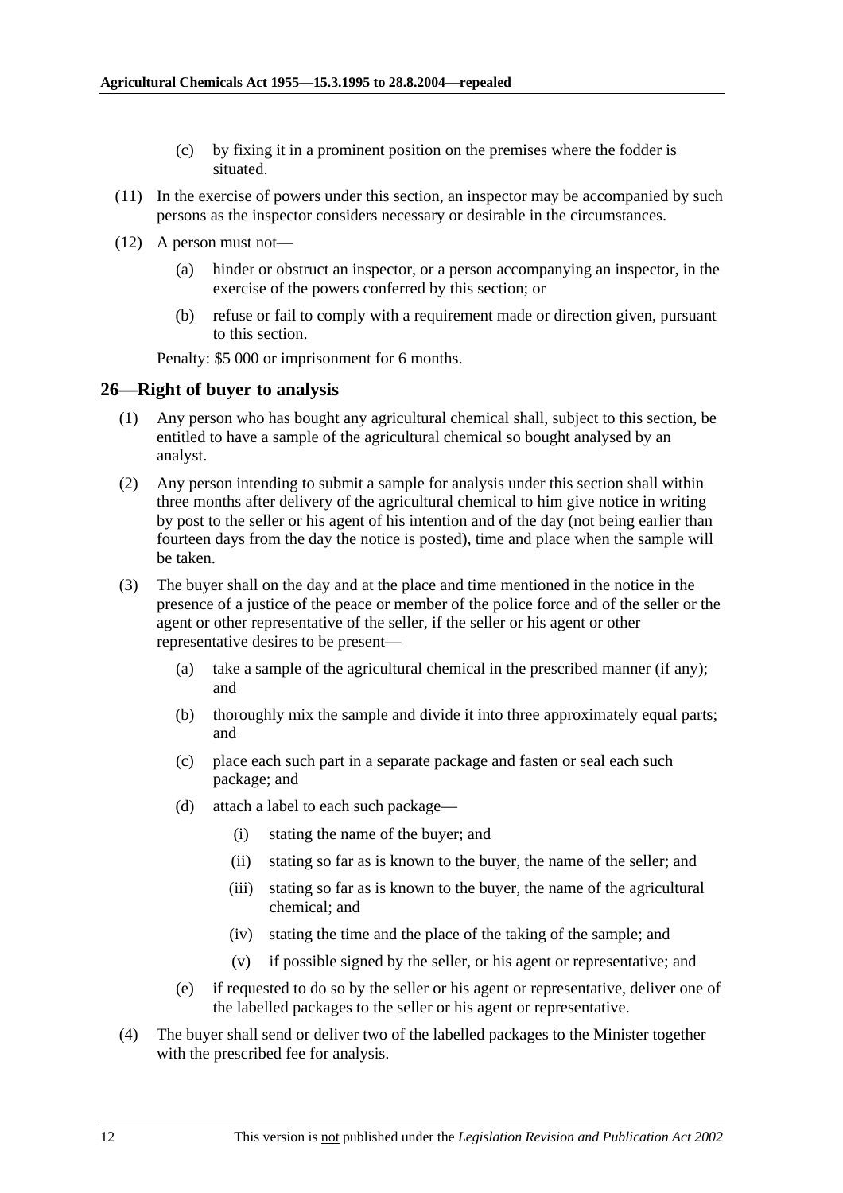(c) by fixing it in a prominent position on the premises where the fodder is situated.

(11) In the exercise of powers under this section, an inspector may be accompanied by such persons as the inspector considers necessary or desirable in the circumstances.

(12) A person must not—

(a) hinder or obstruct an inspector, or a person accompanying an inspector, in the exercise of the powers conferred by this section; or

(b) refuse or fail to comply with a requirement made or direction given, pursuant to this section.

Penalty: $5 000 or imprisonment for 6 months.

## 26—Right of buyer to analysis

(1) Any person who has bought any agricultural chemical shall, subject to this section, be entitled to have a sample of the agricultural chemical so bought analysed by an analyst.

(2) Any person intending to submit a sample for analysis under this section shall within three months after delivery of the agricultural chemical to him give notice in writing by post to the seller or his agent of his intention and of the day (not being earlier than fourteen days from the day the notice is posted), time and place when the sample will be taken.

(3) The buyer shall on the day and at the place and time mentioned in the notice in the presence of a justice of the peace or member of the police force and of the seller or the agent or other representative of the seller, if the seller or his agent or other representative desires to be present—

(a) take a sample of the agricultural chemical in the prescribed manner (if any); and

(b) thoroughly mix the sample and divide it into three approximately equal parts; and

(c) place each such part in a separate package and fasten or seal each such package; and

(d) attach a label to each such package—

(i) stating the name of the buyer; and

(ii) stating so far as is known to the buyer, the name of the seller; and

(iii) stating so far as is known to the buyer, the name of the agricultural chemical; and

(iv) stating the time and the place of the taking of the sample; and

(v) if possible signed by the seller, or his agent or representative; and

(e) if requested to do so by the seller or his agent or representative, deliver one of the labelled packages to the seller or his agent or representative.

(4) The buyer shall send or deliver two of the labelled packages to the Minister together with the prescribed fee for analysis.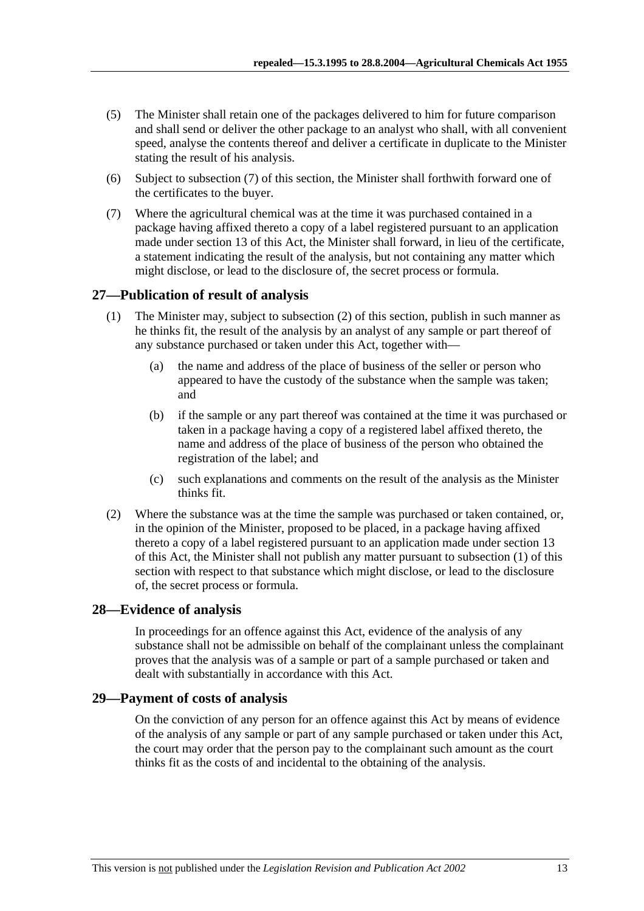(5) The Minister shall retain one of the packages delivered to him for future comparison and shall send or deliver the other package to an analyst who shall, with all convenient speed, analyse the contents thereof and deliver a certificate in duplicate to the Minister stating the result of his analysis.

(6) Subject to subsection (7) of this section, the Minister shall forthwith forward one of the certificates to the buyer.

(7) Where the agricultural chemical was at the time it was purchased contained in a package having affixed thereto a copy of a label registered pursuant to an application made under section 13 of this Act, the Minister shall forward, in lieu of the certificate, a statement indicating the result of the analysis, but not containing any matter which might disclose, or lead to the disclosure of, the secret process or formula.

## 27—Publication of result of analysis

(1) The Minister may, subject to subsection (2) of this section, publish in such manner as he thinks fit, the result of the analysis by an analyst of any sample or part thereof of any substance purchased or taken under this Act, together with—

(a) the name and address of the place of business of the seller or person who appeared to have the custody of the substance when the sample was taken; and

(b) if the sample or any part thereof was contained at the time it was purchased or taken in a package having a copy of a registered label affixed thereto, the name and address of the place of business of the person who obtained the registration of the label; and

(c) such explanations and comments on the result of the analysis as the Minister thinks fit.

(2) Where the substance was at the time the sample was purchased or taken contained, or, in the opinion of the Minister, proposed to be placed, in a package having affixed thereto a copy of a label registered pursuant to an application made under section 13 of this Act, the Minister shall not publish any matter pursuant to subsection (1) of this section with respect to that substance which might disclose, or lead to the disclosure of, the secret process or formula.

## 28—Evidence of analysis

In proceedings for an offence against this Act, evidence of the analysis of any substance shall not be admissible on behalf of the complainant unless the complainant proves that the analysis was of a sample or part of a sample purchased or taken and dealt with substantially in accordance with this Act.

## 29—Payment of costs of analysis

On the conviction of any person for an offence against this Act by means of evidence of the analysis of any sample or part of any sample purchased or taken under this Act, the court may order that the person pay to the complainant such amount as the court thinks fit as the costs of and incidental to the obtaining of the analysis.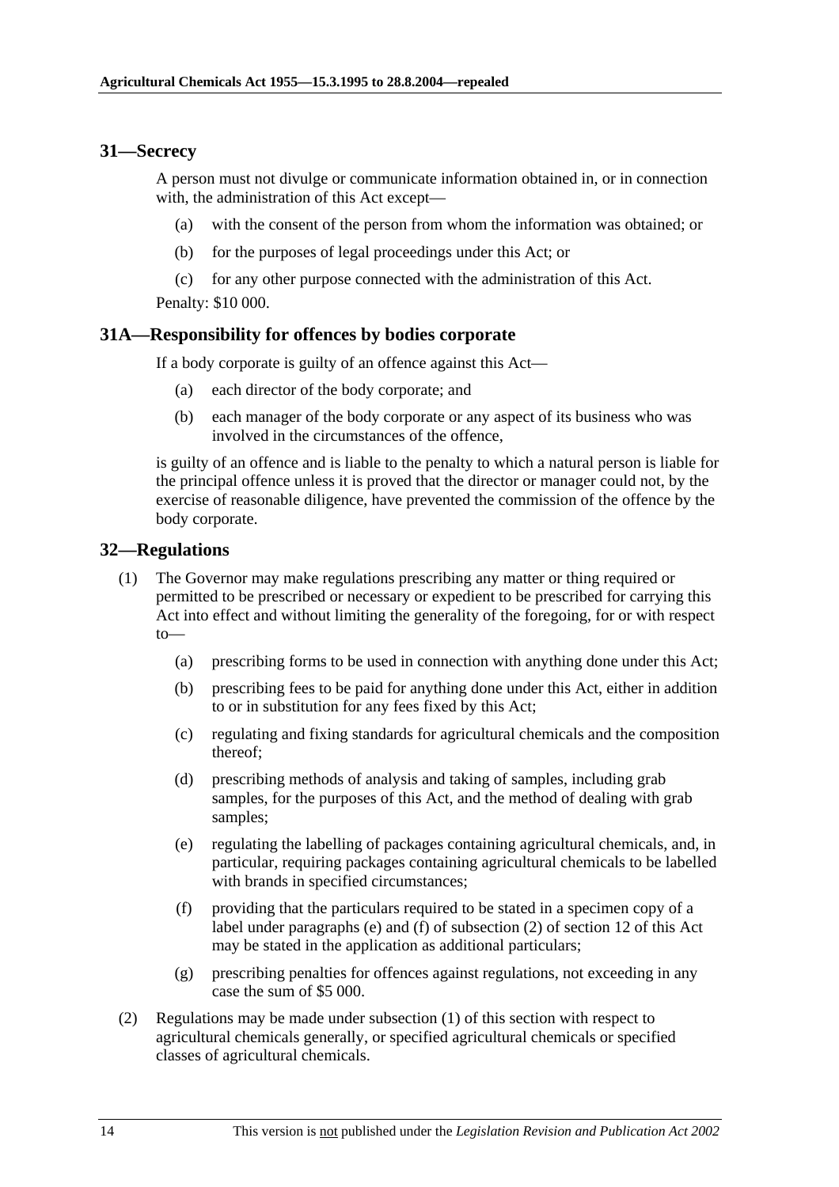## 31—Secrecy

A person must not divulge or communicate information obtained in, or in connection with, the administration of this Act except—

- (a) with the consent of the person from whom the information was obtained; or
- (b) for the purposes of legal proceedings under this Act; or
- (c) for any other purpose connected with the administration of this Act.

Penalty: $10 000.

## 31A—Responsibility for offences by bodies corporate

If a body corporate is guilty of an offence against this Act—

- (a) each director of the body corporate; and
- (b) each manager of the body corporate or any aspect of its business who was involved in the circumstances of the offence,

is guilty of an offence and is liable to the penalty to which a natural person is liable for the principal offence unless it is proved that the director or manager could not, by the exercise of reasonable diligence, have prevented the commission of the offence by the body corporate.

## 32—Regulations

(1) The Governor may make regulations prescribing any matter or thing required or permitted to be prescribed or necessary or expedient to be prescribed for carrying this Act into effect and without limiting the generality of the foregoing, for or with respect to—

- (a) prescribing forms to be used in connection with anything done under this Act;
- (b) prescribing fees to be paid for anything done under this Act, either in addition to or in substitution for any fees fixed by this Act;
- (c) regulating and fixing standards for agricultural chemicals and the composition thereof;
- (d) prescribing methods of analysis and taking of samples, including grab samples, for the purposes of this Act, and the method of dealing with grab samples;
- (e) regulating the labelling of packages containing agricultural chemicals, and, in particular, requiring packages containing agricultural chemicals to be labelled with brands in specified circumstances;
- (f) providing that the particulars required to be stated in a specimen copy of a label under paragraphs (e) and (f) of subsection (2) of section 12 of this Act may be stated in the application as additional particulars;
- (g) prescribing penalties for offences against regulations, not exceeding in any case the sum of $5 000.

(2) Regulations may be made under subsection (1) of this section with respect to agricultural chemicals generally, or specified agricultural chemicals or specified classes of agricultural chemicals.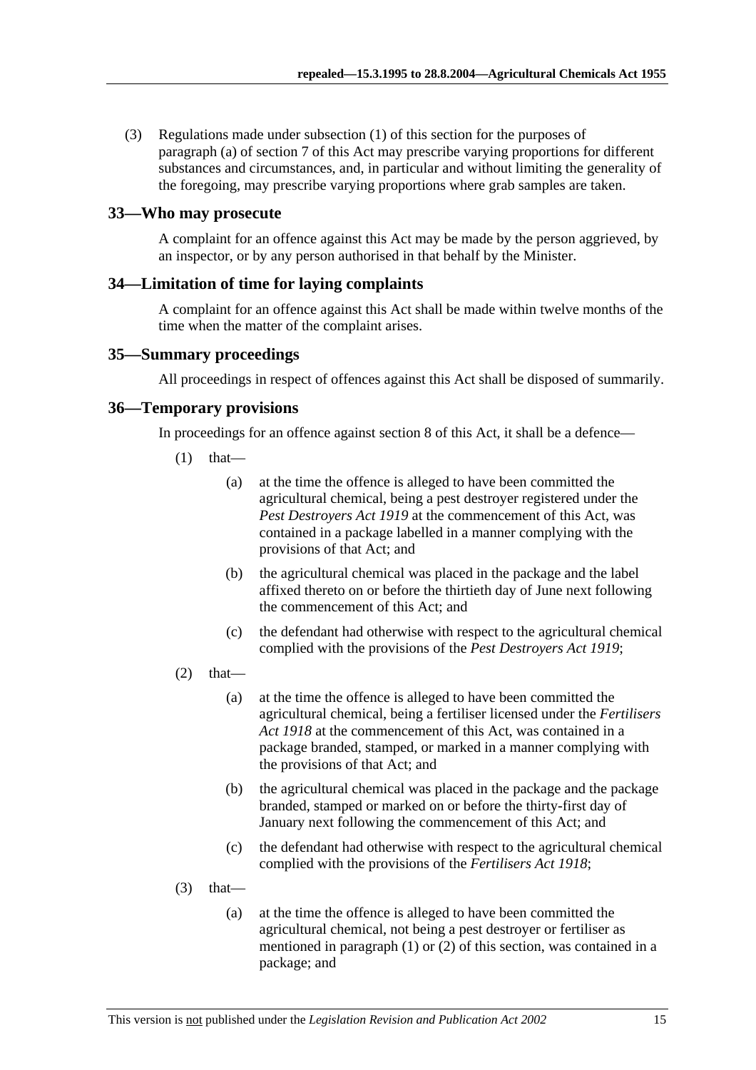(3) Regulations made under subsection (1) of this section for the purposes of paragraph (a) of section 7 of this Act may prescribe varying proportions for different substances and circumstances, and, in particular and without limiting the generality of the foregoing, may prescribe varying proportions where grab samples are taken.

## 33—Who may prosecute

A complaint for an offence against this Act may be made by the person aggrieved, by an inspector, or by any person authorised in that behalf by the Minister.

## 34—Limitation of time for laying complaints

A complaint for an offence against this Act shall be made within twelve months of the time when the matter of the complaint arises.

## 35—Summary proceedings

All proceedings in respect of offences against this Act shall be disposed of summarily.

## 36—Temporary provisions

In proceedings for an offence against section 8 of this Act, it shall be a defence—

(1) that—

(a) at the time the offence is alleged to have been committed the agricultural chemical, being a pest destroyer registered under the *Pest Destroyers Act 1919* at the commencement of this Act, was contained in a package labelled in a manner complying with the provisions of that Act; and

(b) the agricultural chemical was placed in the package and the label affixed thereto on or before the thirtieth day of June next following the commencement of this Act; and

(c) the defendant had otherwise with respect to the agricultural chemical complied with the provisions of the *Pest Destroyers Act 1919*;

(2) that—

(a) at the time the offence is alleged to have been committed the agricultural chemical, being a fertiliser licensed under the *Fertilisers Act 1918* at the commencement of this Act, was contained in a package branded, stamped, or marked in a manner complying with the provisions of that Act; and

(b) the agricultural chemical was placed in the package and the package branded, stamped or marked on or before the thirty-first day of January next following the commencement of this Act; and

(c) the defendant had otherwise with respect to the agricultural chemical complied with the provisions of the *Fertilisers Act 1918*;

(3) that—

(a) at the time the offence is alleged to have been committed the agricultural chemical, not being a pest destroyer or fertiliser as mentioned in paragraph (1) or (2) of this section, was contained in a package; and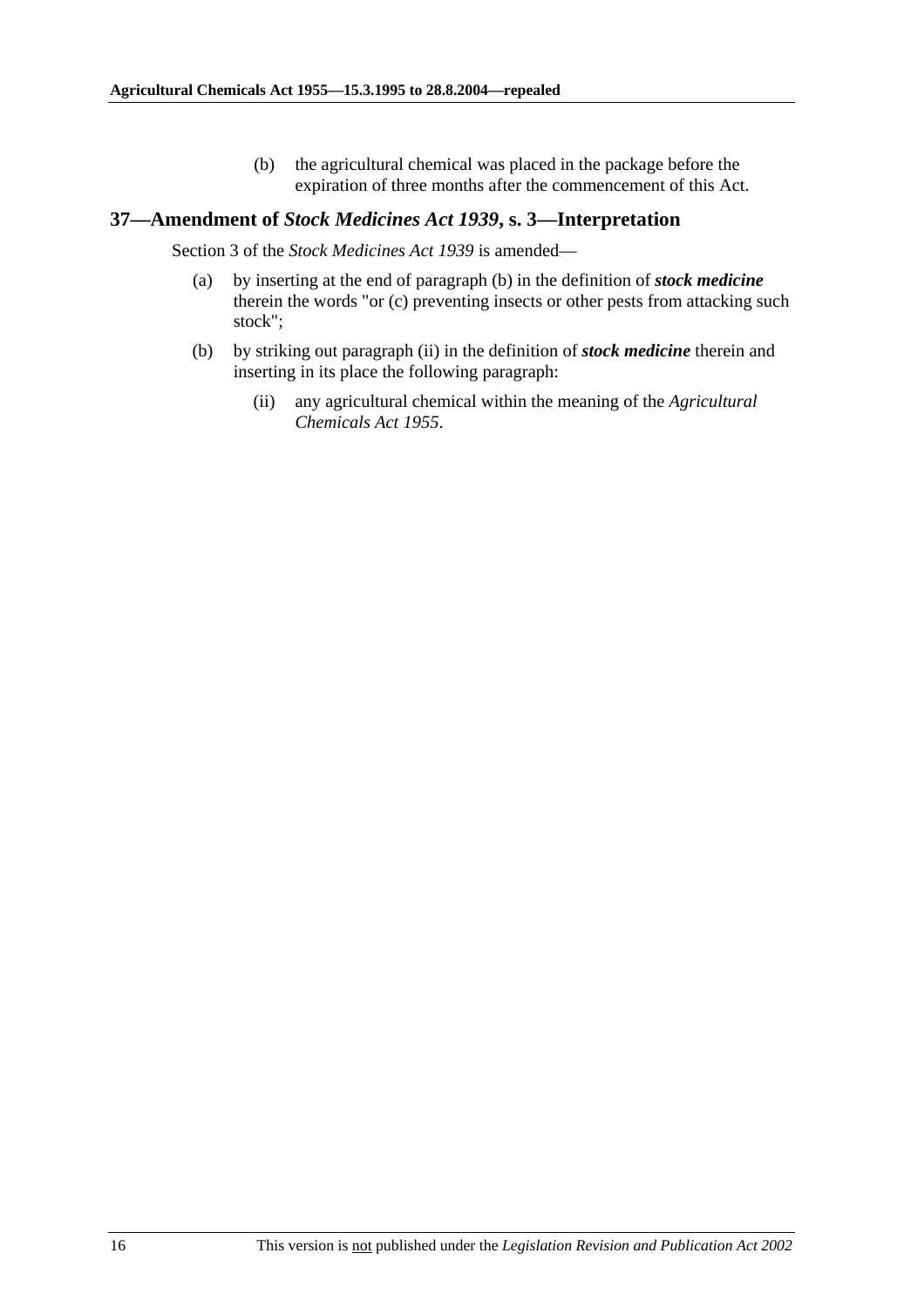(b) the agricultural chemical was placed in the package before the expiration of three months after the commencement of this Act.

## 37—Amendment of *Stock Medicines Act 1939*, s. 3—Interpretation

Section 3 of the *Stock Medicines Act 1939* is amended—

(a) by inserting at the end of paragraph (b) in the definition of ***stock medicine*** therein the words "or (c) preventing insects or other pests from attacking such stock";

(b) by striking out paragraph (ii) in the definition of ***stock medicine*** therein and inserting in its place the following paragraph:

(ii) any agricultural chemical within the meaning of the *Agricultural Chemicals Act 1955*.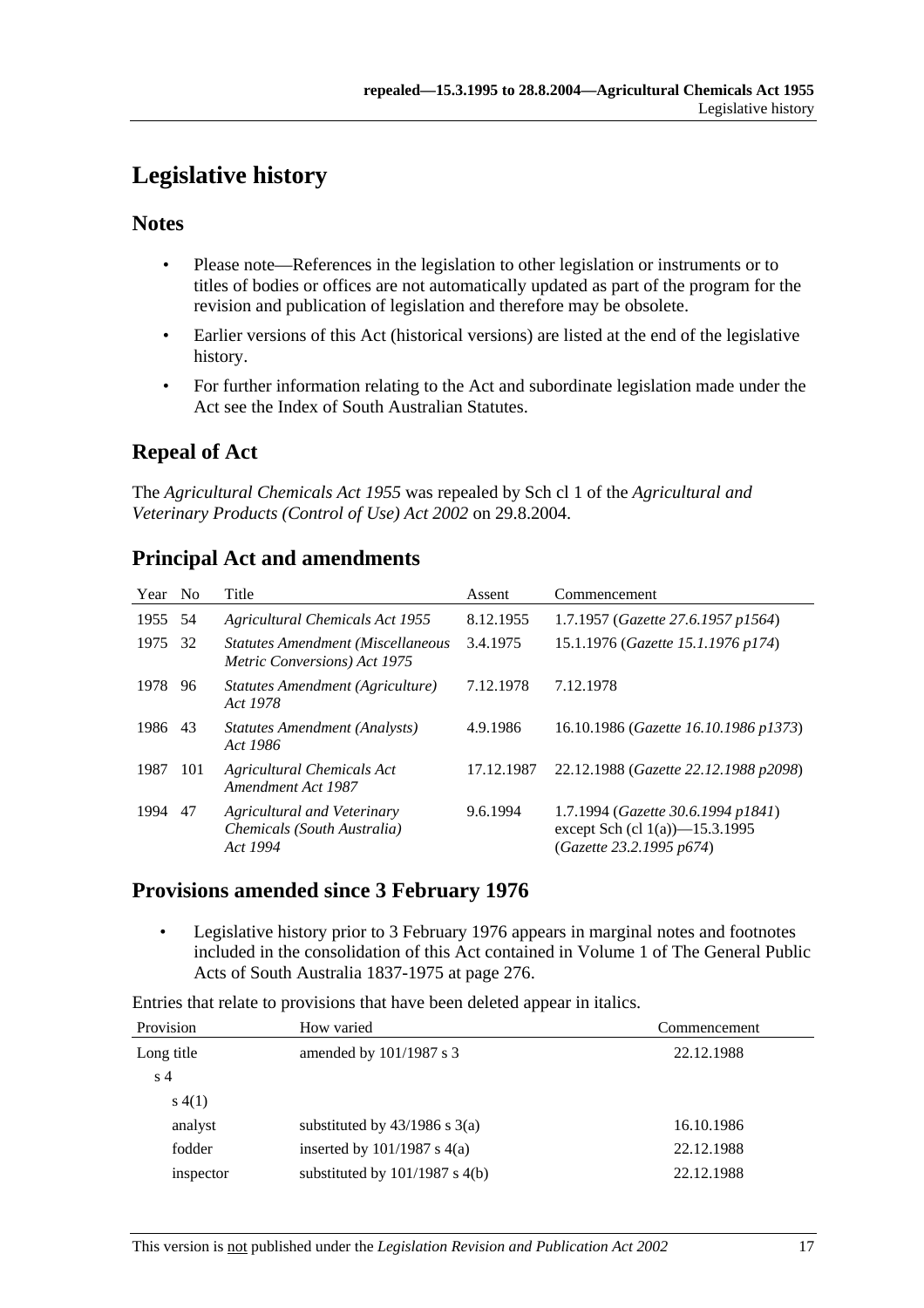# Legislative history

## Notes

- Please note—References in the legislation to other legislation or instruments or to titles of bodies or offices are not automatically updated as part of the program for the revision and publication of legislation and therefore may be obsolete.
- Earlier versions of this Act (historical versions) are listed at the end of the legislative history.
- For further information relating to the Act and subordinate legislation made under the Act see the Index of South Australian Statutes.

## Repeal of Act

The *Agricultural Chemicals Act 1955* was repealed by Sch cl 1 of the *Agricultural and Veterinary Products (Control of Use) Act 2002* on 29.8.2004.

## Principal Act and amendments

| Year | No | Title | Assent | Commencement |
|---|---|---|---|---|
| 1955 | 54 | *Agricultural Chemicals Act 1955* | 8.12.1955 | 1.7.1957 (*Gazette 27.6.1957 p1564*) |
| 1975 | 32 | *Statutes Amendment (Miscellaneous Metric Conversions) Act 1975* | 3.4.1975 | 15.1.1976 (*Gazette 15.1.1976 p174*) |
| 1978 | 96 | *Statutes Amendment (Agriculture) Act 1978* | 7.12.1978 | 7.12.1978 |
| 1986 | 43 | *Statutes Amendment (Analysts) Act 1986* | 4.9.1986 | 16.10.1986 (*Gazette 16.10.1986 p1373*) |
| 1987 | 101 | *Agricultural Chemicals Act Amendment Act 1987* | 17.12.1987 | 22.12.1988 (*Gazette 22.12.1988 p2098*) |
| 1994 | 47 | *Agricultural and Veterinary Chemicals (South Australia) Act 1994* | 9.6.1994 | 1.7.1994 (*Gazette 30.6.1994 p1841*) except Sch (cl 1(a))—15.3.1995 (*Gazette 23.2.1995 p674*) |

## Provisions amended since 3 February 1976

- Legislative history prior to 3 February 1976 appears in marginal notes and footnotes included in the consolidation of this Act contained in Volume 1 of The General Public Acts of South Australia 1837-1975 at page 276.

Entries that relate to provisions that have been deleted appear in italics.

| Provision | How varied | Commencement |
|---|---|---|
| Long title | amended by 101/1987 s 3 | 22.12.1988 |
| s 4 | | |
| s 4(1) | | |
| analyst | substituted by 43/1986 s 3(a) | 16.10.1986 |
| fodder | inserted by 101/1987 s 4(a) | 22.12.1988 |
| inspector | substituted by 101/1987 s 4(b) | 22.12.1988 |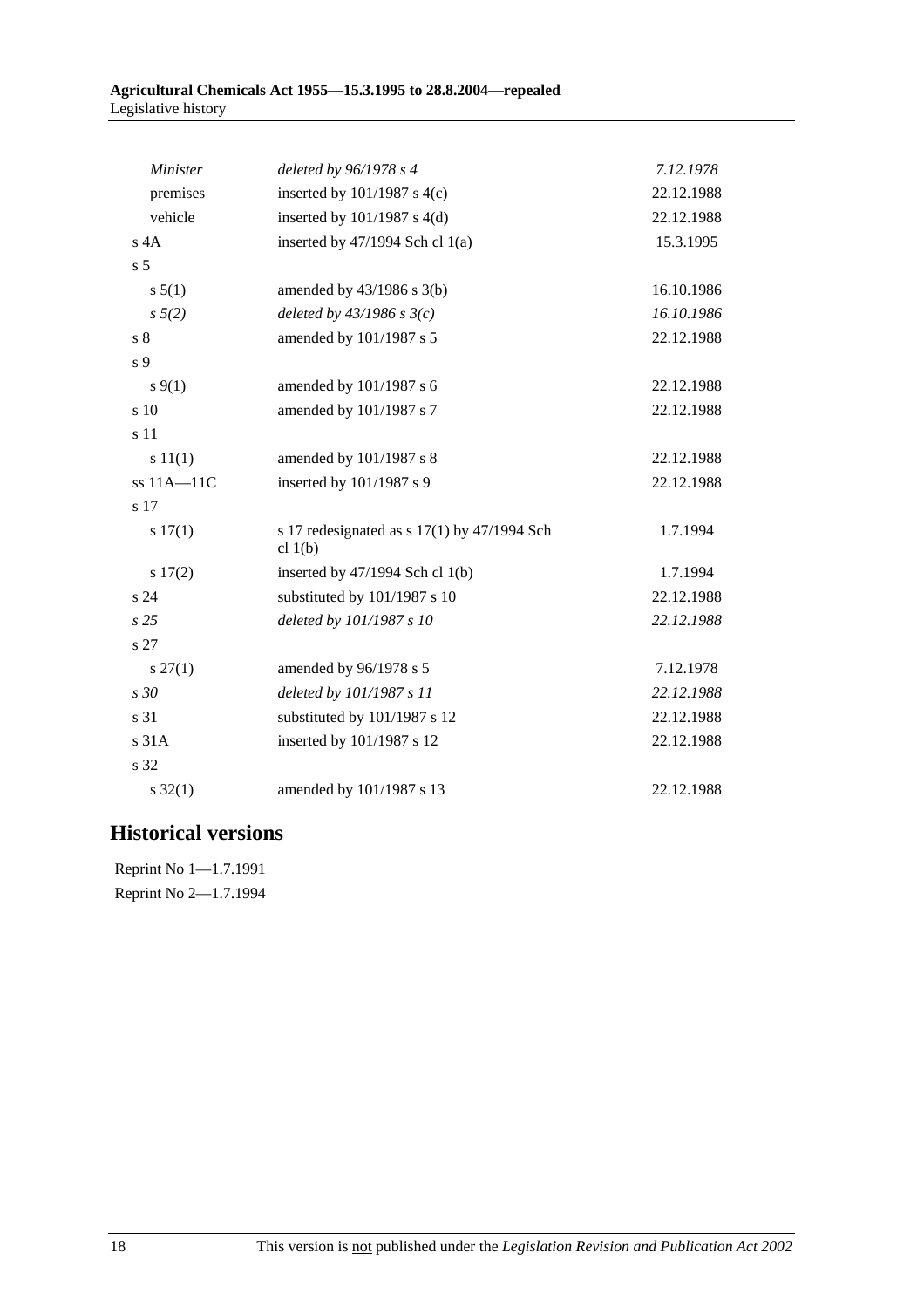| | | |
|---|---|---|
| *Minister* | *deleted by 96/1978 s 4* | *7.12.1978* |
| premises | inserted by 101/1987 s 4(c) | 22.12.1988 |
| vehicle | inserted by 101/1987 s 4(d) | 22.12.1988 |
| s 4A | inserted by 47/1994 Sch cl 1(a) | 15.3.1995 |
| s 5 | | |
| s 5(1) | amended by 43/1986 s 3(b) | 16.10.1986 |
| *s 5(2)* | *deleted by 43/1986 s 3(c)* | *16.10.1986* |
| s 8 | amended by 101/1987 s 5 | 22.12.1988 |
| s 9 | | |
| s 9(1) | amended by 101/1987 s 6 | 22.12.1988 |
| s 10 | amended by 101/1987 s 7 | 22.12.1988 |
| s 11 | | |
| s 11(1) | amended by 101/1987 s 8 | 22.12.1988 |
| ss 11A—11C | inserted by 101/1987 s 9 | 22.12.1988 |
| s 17 | | |
| s 17(1) | s 17 redesignated as s 17(1) by 47/1994 Sch cl 1(b) | 1.7.1994 |
| s 17(2) | inserted by 47/1994 Sch cl 1(b) | 1.7.1994 |
| s 24 | substituted by 101/1987 s 10 | 22.12.1988 |
| *s 25* | *deleted by 101/1987 s 10* | *22.12.1988* |
| s 27 | | |
| s 27(1) | amended by 96/1978 s 5 | 7.12.1978 |
| *s 30* | *deleted by 101/1987 s 11* | *22.12.1988* |
| s 31 | substituted by 101/1987 s 12 | 22.12.1988 |
| s 31A | inserted by 101/1987 s 12 | 22.12.1988 |
| s 32 | | |
| s 32(1) | amended by 101/1987 s 13 | 22.12.1988 |

## Historical versions

Reprint No 1—1.7.1991

Reprint No 2—1.7.1994